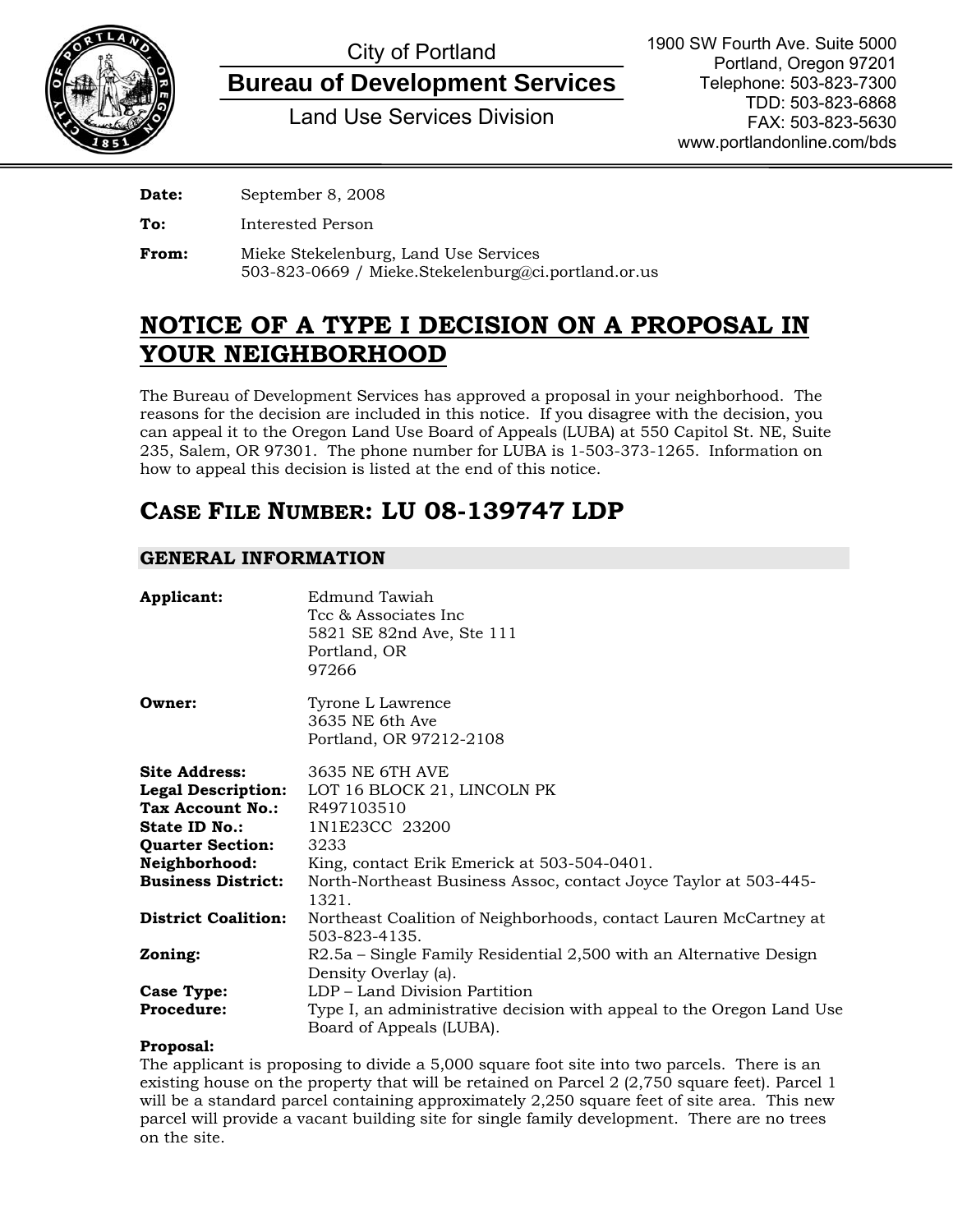City of Portland

**Bureau of Development Services**

Land Use Services Division

1900 SW Fourth Ave. Suite 5000
Portland, Oregon 97201
Telephone: 503-823-7300
TDD: 503-823-6868
FAX: 503-823-5630
www.portlandonline.com/bds

**Date:** September 8, 2008

**To:** Interested Person

**From:** Mieke Stekelenburg, Land Use Services
503-823-0669 / Mieke.Stekelenburg@ci.portland.or.us

# NOTICE OF A TYPE I DECISION ON A PROPOSAL IN YOUR NEIGHBORHOOD

The Bureau of Development Services has approved a proposal in your neighborhood. The reasons for the decision are included in this notice. If you disagree with the decision, you can appeal it to the Oregon Land Use Board of Appeals (LUBA) at 550 Capitol St. NE, Suite 235, Salem, OR 97301. The phone number for LUBA is 1-503-373-1265. Information on how to appeal this decision is listed at the end of this notice.

## CASE FILE NUMBER: LU 08-139747 LDP

### GENERAL INFORMATION

**Applicant:** Edmund Tawiah
Tcc & Associates Inc
5821 SE 82nd Ave, Ste 111
Portland, OR
97266

**Owner:** Tyrone L Lawrence
3635 NE 6th Ave
Portland, OR 97212-2108

**Site Address:** 3635 NE 6TH AVE
**Legal Description:** LOT 16 BLOCK 21, LINCOLN PK
**Tax Account No.:** R497103510
**State ID No.:** 1N1E23CC 23200
**Quarter Section:** 3233
**Neighborhood:** King, contact Erik Emerick at 503-504-0401.
**Business District:** North-Northeast Business Assoc, contact Joyce Taylor at 503-445-1321.
**District Coalition:** Northeast Coalition of Neighborhoods, contact Lauren McCartney at 503-823-4135.
**Zoning:** R2.5a – Single Family Residential 2,500 with an Alternative Design Density Overlay (a).
**Case Type:** LDP – Land Division Partition
**Procedure:** Type I, an administrative decision with appeal to the Oregon Land Use Board of Appeals (LUBA).

**Proposal:**
The applicant is proposing to divide a 5,000 square foot site into two parcels. There is an existing house on the property that will be retained on Parcel 2 (2,750 square feet). Parcel 1 will be a standard parcel containing approximately 2,250 square feet of site area. This new parcel will provide a vacant building site for single family development. There are no trees on the site.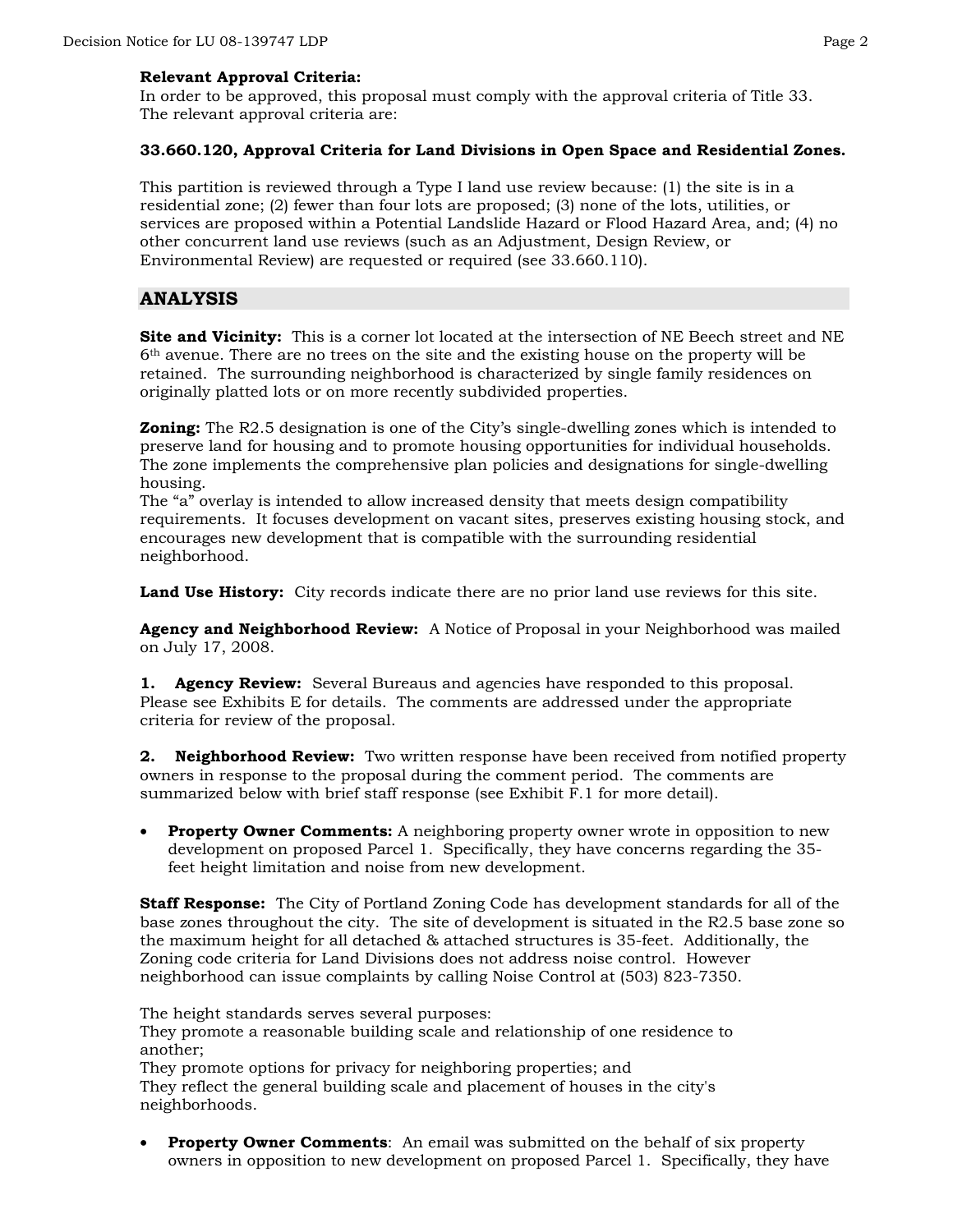**Relevant Approval Criteria:**
In order to be approved, this proposal must comply with the approval criteria of Title 33. The relevant approval criteria are:

**33.660.120, Approval Criteria for Land Divisions in Open Space and Residential Zones.**

This partition is reviewed through a Type I land use review because: (1) the site is in a residential zone; (2) fewer than four lots are proposed; (3) none of the lots, utilities, or services are proposed within a Potential Landslide Hazard or Flood Hazard Area, and; (4) no other concurrent land use reviews (such as an Adjustment, Design Review, or Environmental Review) are requested or required (see 33.660.110).

## ANALYSIS

**Site and Vicinity:** This is a corner lot located at the intersection of NE Beech street and NE 6th avenue. There are no trees on the site and the existing house on the property will be retained. The surrounding neighborhood is characterized by single family residences on originally platted lots or on more recently subdivided properties.

**Zoning:** The R2.5 designation is one of the City's single-dwelling zones which is intended to preserve land for housing and to promote housing opportunities for individual households. The zone implements the comprehensive plan policies and designations for single-dwelling housing.
The "a" overlay is intended to allow increased density that meets design compatibility requirements. It focuses development on vacant sites, preserves existing housing stock, and encourages new development that is compatible with the surrounding residential neighborhood.

**Land Use History:** City records indicate there are no prior land use reviews for this site.

**Agency and Neighborhood Review:** A Notice of Proposal in your Neighborhood was mailed on July 17, 2008.

**1. Agency Review:** Several Bureaus and agencies have responded to this proposal. Please see Exhibits E for details. The comments are addressed under the appropriate criteria for review of the proposal.

**2. Neighborhood Review:** Two written response have been received from notified property owners in response to the proposal during the comment period. The comments are summarized below with brief staff response (see Exhibit F.1 for more detail).

- **Property Owner Comments:** A neighboring property owner wrote in opposition to new development on proposed Parcel 1. Specifically, they have concerns regarding the 35-feet height limitation and noise from new development.

**Staff Response:** The City of Portland Zoning Code has development standards for all of the base zones throughout the city. The site of development is situated in the R2.5 base zone so the maximum height for all detached & attached structures is 35-feet. Additionally, the Zoning code criteria for Land Divisions does not address noise control. However neighborhood can issue complaints by calling Noise Control at (503) 823-7350.

The height standards serves several purposes:
They promote a reasonable building scale and relationship of one residence to another;
They promote options for privacy for neighboring properties; and
They reflect the general building scale and placement of houses in the city's neighborhoods.

- **Property Owner Comments**: An email was submitted on the behalf of six property owners in opposition to new development on proposed Parcel 1. Specifically, they have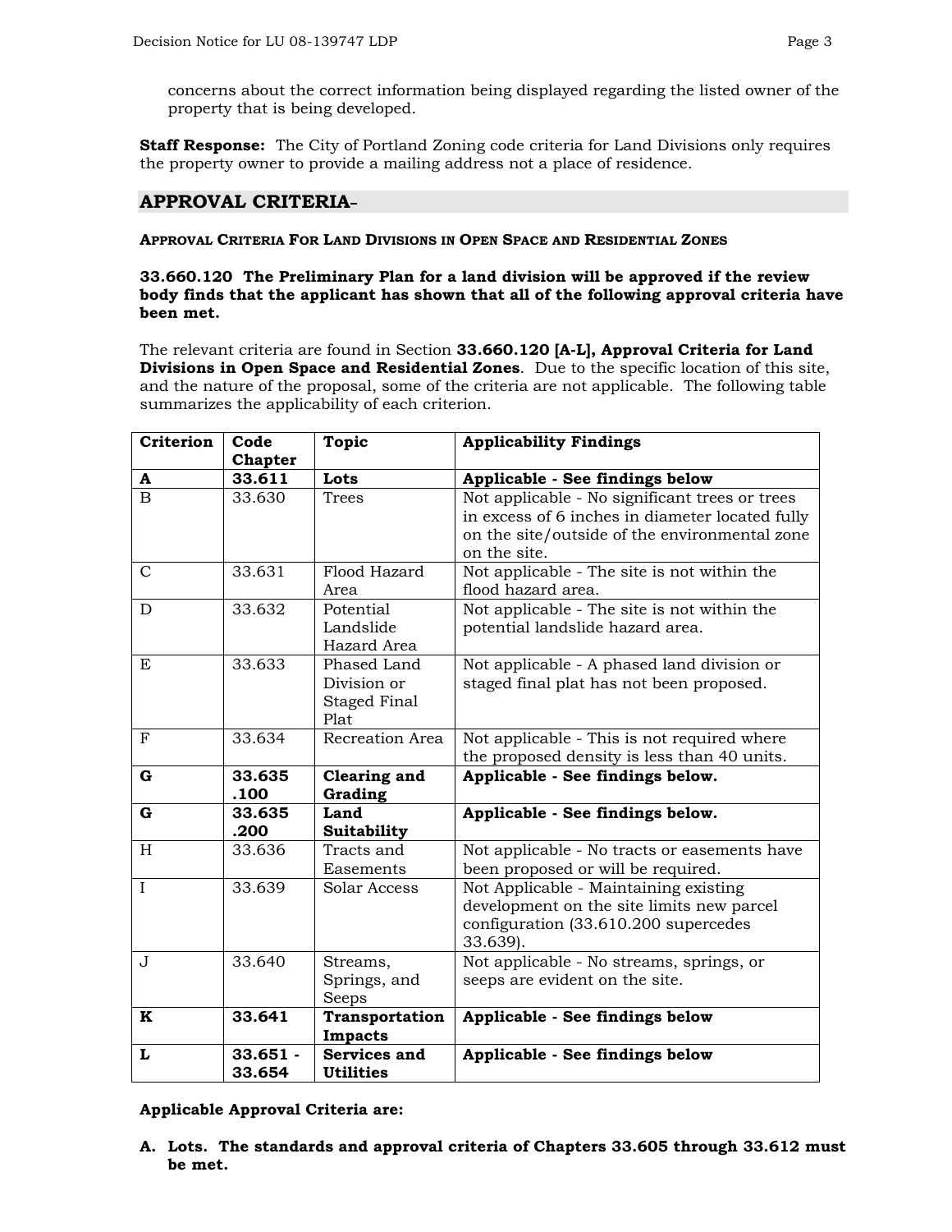concerns about the correct information being displayed regarding the listed owner of the property that is being developed.

**Staff Response:** The City of Portland Zoning code criteria for Land Divisions only requires the property owner to provide a mailing address not a place of residence.

## APPROVAL CRITERIA–

**APPROVAL CRITERIA FOR LAND DIVISIONS IN OPEN SPACE AND RESIDENTIAL ZONES**

**33.660.120 The Preliminary Plan for a land division will be approved if the review body finds that the applicant has shown that all of the following approval criteria have been met.**

The relevant criteria are found in Section **33.660.120 [A-L], Approval Criteria for Land Divisions in Open Space and Residential Zones**. Due to the specific location of this site, and the nature of the proposal, some of the criteria are not applicable. The following table summarizes the applicability of each criterion.

| Criterion | Code Chapter | Topic | Applicability Findings |
|---|---|---|---|
| **A** | **33.611** | **Lots** | **Applicable - See findings below** |
| B | 33.630 | Trees | Not applicable - No significant trees or trees in excess of 6 inches in diameter located fully on the site/outside of the environmental zone on the site. |
| C | 33.631 | Flood Hazard Area | Not applicable - The site is not within the flood hazard area. |
| D | 33.632 | Potential Landslide Hazard Area | Not applicable - The site is not within the potential landslide hazard area. |
| E | 33.633 | Phased Land Division or Staged Final Plat | Not applicable - A phased land division or staged final plat has not been proposed. |
| F | 33.634 | Recreation Area | Not applicable - This is not required where the proposed density is less than 40 units. |
| **G** | **33.635 .100** | **Clearing and Grading** | **Applicable - See findings below.** |
| **G** | **33.635 .200** | **Land Suitability** | **Applicable - See findings below.** |
| H | 33.636 | Tracts and Easements | Not applicable - No tracts or easements have been proposed or will be required. |
| I | 33.639 | Solar Access | Not Applicable - Maintaining existing development on the site limits new parcel configuration (33.610.200 supercedes 33.639). |
| J | 33.640 | Streams, Springs, and Seeps | Not applicable - No streams, springs, or seeps are evident on the site. |
| **K** | **33.641** | **Transportation Impacts** | **Applicable - See findings below** |
| **L** | **33.651 - 33.654** | **Services and Utilities** | **Applicable - See findings below** |

**Applicable Approval Criteria are:**

**A. Lots. The standards and approval criteria of Chapters 33.605 through 33.612 must be met.**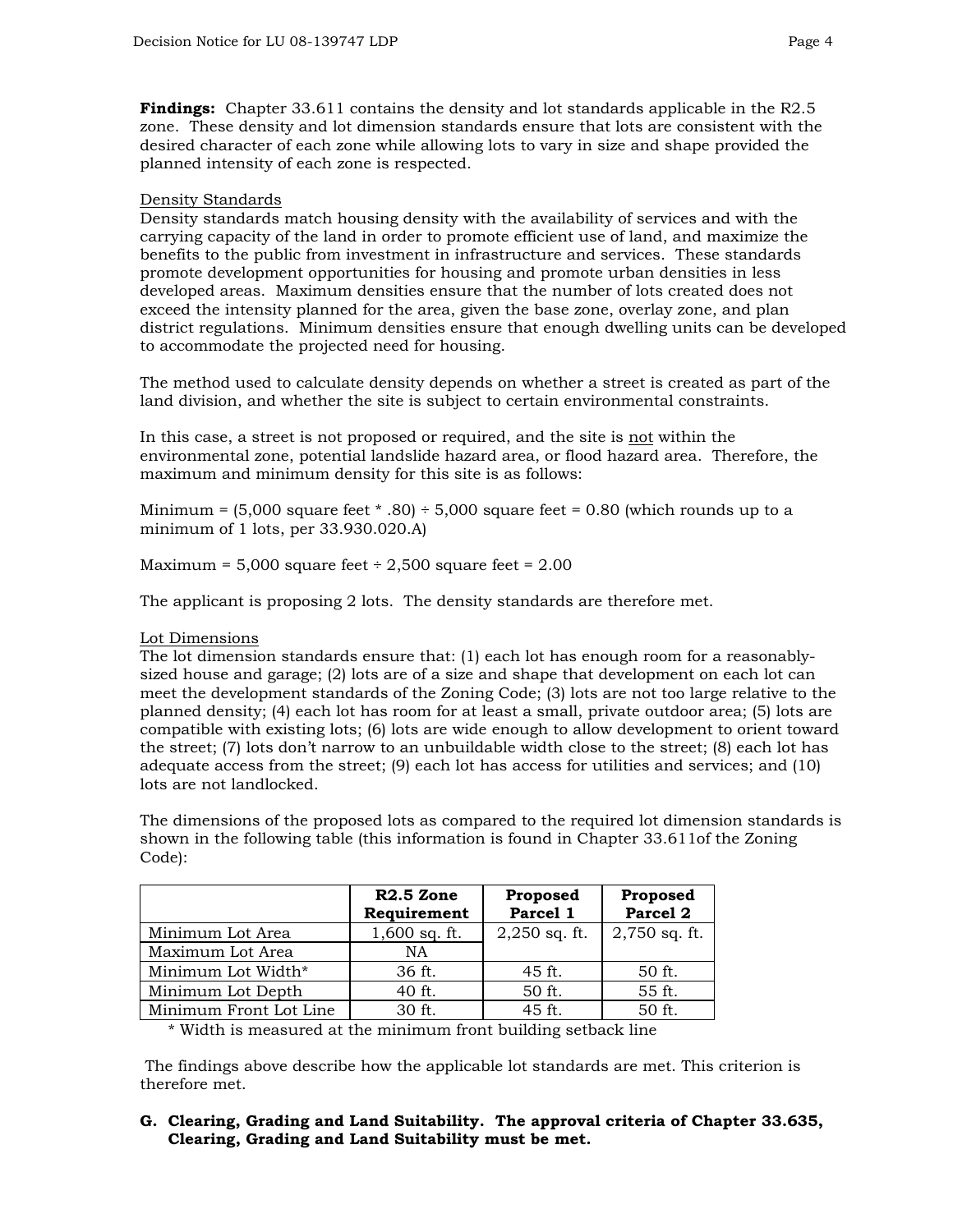**Findings:** Chapter 33.611 contains the density and lot standards applicable in the R2.5 zone. These density and lot dimension standards ensure that lots are consistent with the desired character of each zone while allowing lots to vary in size and shape provided the planned intensity of each zone is respected.

Density Standards

Density standards match housing density with the availability of services and with the carrying capacity of the land in order to promote efficient use of land, and maximize the benefits to the public from investment in infrastructure and services. These standards promote development opportunities for housing and promote urban densities in less developed areas. Maximum densities ensure that the number of lots created does not exceed the intensity planned for the area, given the base zone, overlay zone, and plan district regulations. Minimum densities ensure that enough dwelling units can be developed to accommodate the projected need for housing.

The method used to calculate density depends on whether a street is created as part of the land division, and whether the site is subject to certain environmental constraints.

In this case, a street is not proposed or required, and the site is not within the environmental zone, potential landslide hazard area, or flood hazard area. Therefore, the maximum and minimum density for this site is as follows:

Minimum = (5,000 square feet * .80) ÷ 5,000 square feet = 0.80 (which rounds up to a minimum of 1 lots, per 33.930.020.A)

Maximum = 5,000 square feet ÷ 2,500 square feet = 2.00

The applicant is proposing 2 lots. The density standards are therefore met.

Lot Dimensions

The lot dimension standards ensure that: (1) each lot has enough room for a reasonably-sized house and garage; (2) lots are of a size and shape that development on each lot can meet the development standards of the Zoning Code; (3) lots are not too large relative to the planned density; (4) each lot has room for at least a small, private outdoor area; (5) lots are compatible with existing lots; (6) lots are wide enough to allow development to orient toward the street; (7) lots don't narrow to an unbuildable width close to the street; (8) each lot has adequate access from the street; (9) each lot has access for utilities and services; and (10) lots are not landlocked.

The dimensions of the proposed lots as compared to the required lot dimension standards is shown in the following table (this information is found in Chapter 33.611of the Zoning Code):

| | R2.5 Zone Requirement | Proposed Parcel 1 | Proposed Parcel 2 |
|---|---|---|---|
| Minimum Lot Area | 1,600 sq. ft. | 2,250 sq. ft. | 2,750 sq. ft. |
| Maximum Lot Area | NA | | |
| Minimum Lot Width* | 36 ft. | 45 ft. | 50 ft. |
| Minimum Lot Depth | 40 ft. | 50 ft. | 55 ft. |
| Minimum Front Lot Line | 30 ft. | 45 ft. | 50 ft. |

\* Width is measured at the minimum front building setback line

The findings above describe how the applicable lot standards are met. This criterion is therefore met.

**G. Clearing, Grading and Land Suitability. The approval criteria of Chapter 33.635, Clearing, Grading and Land Suitability must be met.**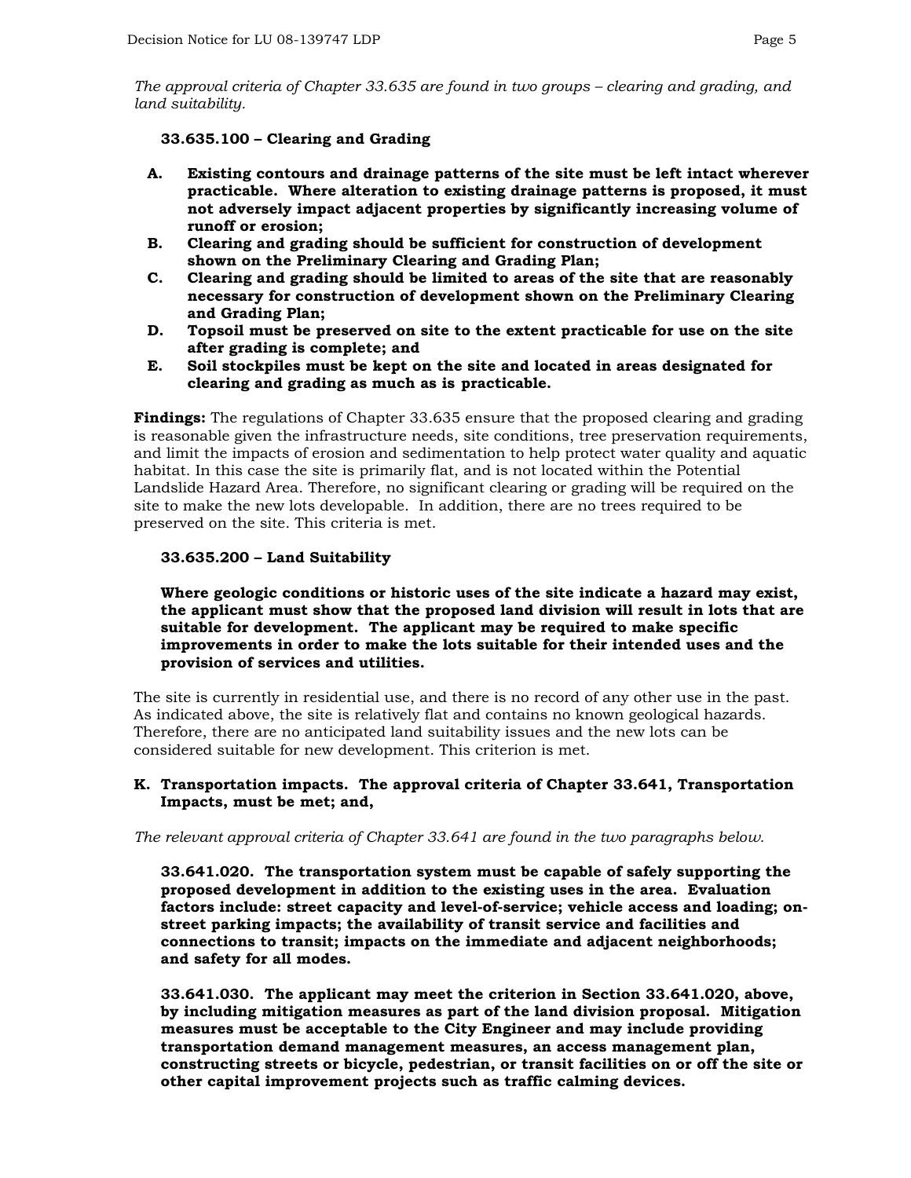*The approval criteria of Chapter 33.635 are found in two groups – clearing and grading, and land suitability.*

**33.635.100 – Clearing and Grading**

- **A. Existing contours and drainage patterns of the site must be left intact wherever practicable. Where alteration to existing drainage patterns is proposed, it must not adversely impact adjacent properties by significantly increasing volume of runoff or erosion;**
- **B. Clearing and grading should be sufficient for construction of development shown on the Preliminary Clearing and Grading Plan;**
- **C. Clearing and grading should be limited to areas of the site that are reasonably necessary for construction of development shown on the Preliminary Clearing and Grading Plan;**
- **D. Topsoil must be preserved on site to the extent practicable for use on the site after grading is complete; and**
- **E. Soil stockpiles must be kept on the site and located in areas designated for clearing and grading as much as is practicable.**

**Findings:** The regulations of Chapter 33.635 ensure that the proposed clearing and grading is reasonable given the infrastructure needs, site conditions, tree preservation requirements, and limit the impacts of erosion and sedimentation to help protect water quality and aquatic habitat. In this case the site is primarily flat, and is not located within the Potential Landslide Hazard Area. Therefore, no significant clearing or grading will be required on the site to make the new lots developable. In addition, there are no trees required to be preserved on the site. This criteria is met.

**33.635.200 – Land Suitability**

**Where geologic conditions or historic uses of the site indicate a hazard may exist, the applicant must show that the proposed land division will result in lots that are suitable for development. The applicant may be required to make specific improvements in order to make the lots suitable for their intended uses and the provision of services and utilities.**

The site is currently in residential use, and there is no record of any other use in the past. As indicated above, the site is relatively flat and contains no known geological hazards. Therefore, there are no anticipated land suitability issues and the new lots can be considered suitable for new development. This criterion is met.

**K. Transportation impacts. The approval criteria of Chapter 33.641, Transportation Impacts, must be met; and,**

*The relevant approval criteria of Chapter 33.641 are found in the two paragraphs below.*

**33.641.020. The transportation system must be capable of safely supporting the proposed development in addition to the existing uses in the area. Evaluation factors include: street capacity and level-of-service; vehicle access and loading; on-street parking impacts; the availability of transit service and facilities and connections to transit; impacts on the immediate and adjacent neighborhoods; and safety for all modes.**

**33.641.030. The applicant may meet the criterion in Section 33.641.020, above, by including mitigation measures as part of the land division proposal. Mitigation measures must be acceptable to the City Engineer and may include providing transportation demand management measures, an access management plan, constructing streets or bicycle, pedestrian, or transit facilities on or off the site or other capital improvement projects such as traffic calming devices.**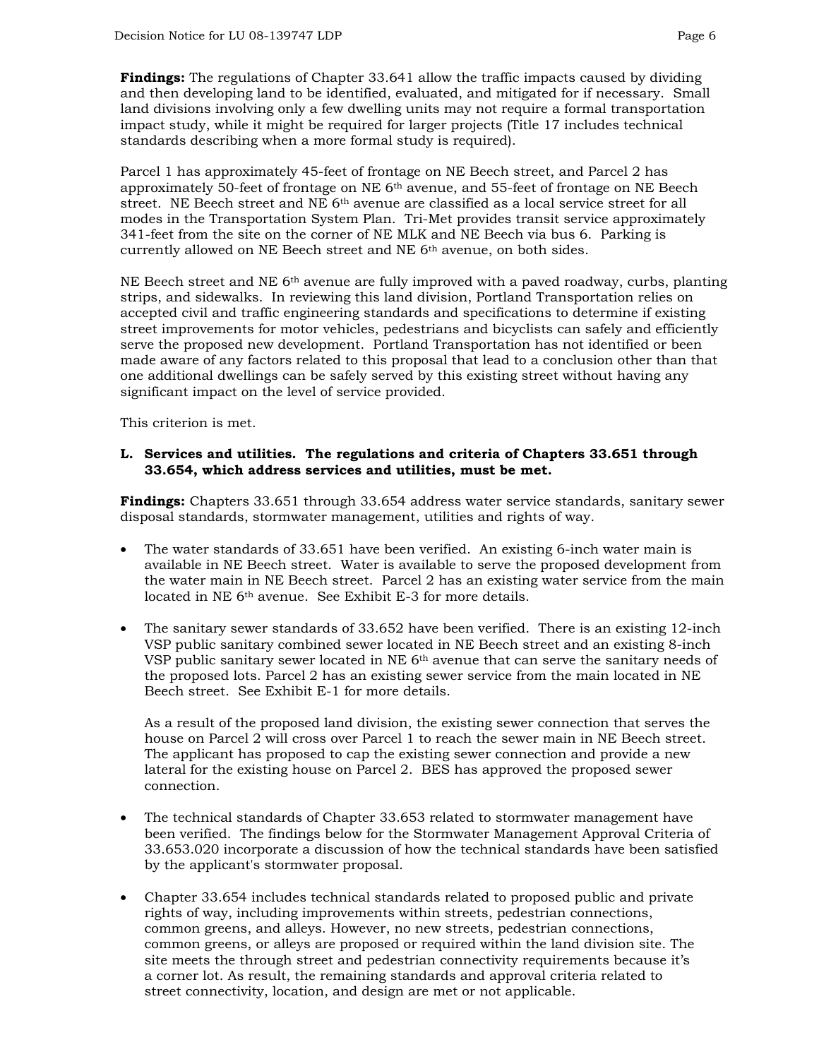**Findings:** The regulations of Chapter 33.641 allow the traffic impacts caused by dividing and then developing land to be identified, evaluated, and mitigated for if necessary. Small land divisions involving only a few dwelling units may not require a formal transportation impact study, while it might be required for larger projects (Title 17 includes technical standards describing when a more formal study is required).

Parcel 1 has approximately 45-feet of frontage on NE Beech street, and Parcel 2 has approximately 50-feet of frontage on NE 6th avenue, and 55-feet of frontage on NE Beech street. NE Beech street and NE 6th avenue are classified as a local service street for all modes in the Transportation System Plan. Tri-Met provides transit service approximately 341-feet from the site on the corner of NE MLK and NE Beech via bus 6. Parking is currently allowed on NE Beech street and NE 6th avenue, on both sides.

NE Beech street and NE 6th avenue are fully improved with a paved roadway, curbs, planting strips, and sidewalks. In reviewing this land division, Portland Transportation relies on accepted civil and traffic engineering standards and specifications to determine if existing street improvements for motor vehicles, pedestrians and bicyclists can safely and efficiently serve the proposed new development. Portland Transportation has not identified or been made aware of any factors related to this proposal that lead to a conclusion other than that one additional dwellings can be safely served by this existing street without having any significant impact on the level of service provided.

This criterion is met.

**L. Services and utilities. The regulations and criteria of Chapters 33.651 through 33.654, which address services and utilities, must be met.**

**Findings:** Chapters 33.651 through 33.654 address water service standards, sanitary sewer disposal standards, stormwater management, utilities and rights of way.

- The water standards of 33.651 have been verified. An existing 6-inch water main is available in NE Beech street. Water is available to serve the proposed development from the water main in NE Beech street. Parcel 2 has an existing water service from the main located in NE 6th avenue. See Exhibit E-3 for more details.

- The sanitary sewer standards of 33.652 have been verified. There is an existing 12-inch VSP public sanitary combined sewer located in NE Beech street and an existing 8-inch VSP public sanitary sewer located in NE 6th avenue that can serve the sanitary needs of the proposed lots. Parcel 2 has an existing sewer service from the main located in NE Beech street. See Exhibit E-1 for more details.

  As a result of the proposed land division, the existing sewer connection that serves the house on Parcel 2 will cross over Parcel 1 to reach the sewer main in NE Beech street. The applicant has proposed to cap the existing sewer connection and provide a new lateral for the existing house on Parcel 2. BES has approved the proposed sewer connection.

- The technical standards of Chapter 33.653 related to stormwater management have been verified. The findings below for the Stormwater Management Approval Criteria of 33.653.020 incorporate a discussion of how the technical standards have been satisfied by the applicant's stormwater proposal.

- Chapter 33.654 includes technical standards related to proposed public and private rights of way, including improvements within streets, pedestrian connections, common greens, and alleys. However, no new streets, pedestrian connections, common greens, or alleys are proposed or required within the land division site. The site meets the through street and pedestrian connectivity requirements because it's a corner lot. As result, the remaining standards and approval criteria related to street connectivity, location, and design are met or not applicable.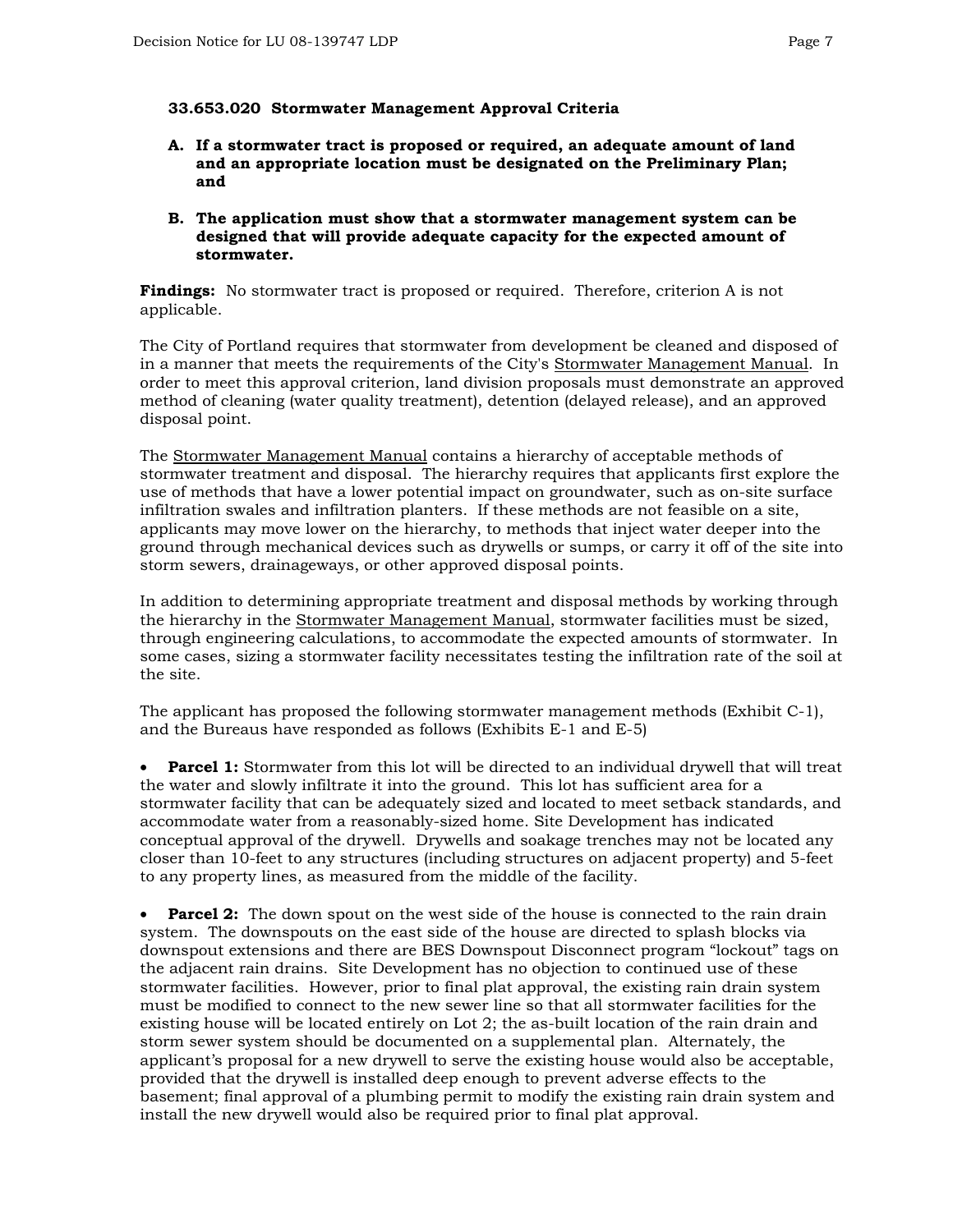**33.653.020 Stormwater Management Approval Criteria**

**A. If a stormwater tract is proposed or required, an adequate amount of land and an appropriate location must be designated on the Preliminary Plan; and**

**B. The application must show that a stormwater management system can be designed that will provide adequate capacity for the expected amount of stormwater.**

**Findings:** No stormwater tract is proposed or required. Therefore, criterion A is not applicable.

The City of Portland requires that stormwater from development be cleaned and disposed of in a manner that meets the requirements of the City's Stormwater Management Manual. In order to meet this approval criterion, land division proposals must demonstrate an approved method of cleaning (water quality treatment), detention (delayed release), and an approved disposal point.

The Stormwater Management Manual contains a hierarchy of acceptable methods of stormwater treatment and disposal. The hierarchy requires that applicants first explore the use of methods that have a lower potential impact on groundwater, such as on-site surface infiltration swales and infiltration planters. If these methods are not feasible on a site, applicants may move lower on the hierarchy, to methods that inject water deeper into the ground through mechanical devices such as drywells or sumps, or carry it off of the site into storm sewers, drainageways, or other approved disposal points.

In addition to determining appropriate treatment and disposal methods by working through the hierarchy in the Stormwater Management Manual, stormwater facilities must be sized, through engineering calculations, to accommodate the expected amounts of stormwater. In some cases, sizing a stormwater facility necessitates testing the infiltration rate of the soil at the site.

The applicant has proposed the following stormwater management methods (Exhibit C-1), and the Bureaus have responded as follows (Exhibits E-1 and E-5)

- **Parcel 1:** Stormwater from this lot will be directed to an individual drywell that will treat the water and slowly infiltrate it into the ground. This lot has sufficient area for a stormwater facility that can be adequately sized and located to meet setback standards, and accommodate water from a reasonably-sized home. Site Development has indicated conceptual approval of the drywell. Drywells and soakage trenches may not be located any closer than 10-feet to any structures (including structures on adjacent property) and 5-feet to any property lines, as measured from the middle of the facility.

- **Parcel 2:** The down spout on the west side of the house is connected to the rain drain system. The downspouts on the east side of the house are directed to splash blocks via downspout extensions and there are BES Downspout Disconnect program "lockout" tags on the adjacent rain drains. Site Development has no objection to continued use of these stormwater facilities. However, prior to final plat approval, the existing rain drain system must be modified to connect to the new sewer line so that all stormwater facilities for the existing house will be located entirely on Lot 2; the as-built location of the rain drain and storm sewer system should be documented on a supplemental plan. Alternately, the applicant's proposal for a new drywell to serve the existing house would also be acceptable, provided that the drywell is installed deep enough to prevent adverse effects to the basement; final approval of a plumbing permit to modify the existing rain drain system and install the new drywell would also be required prior to final plat approval.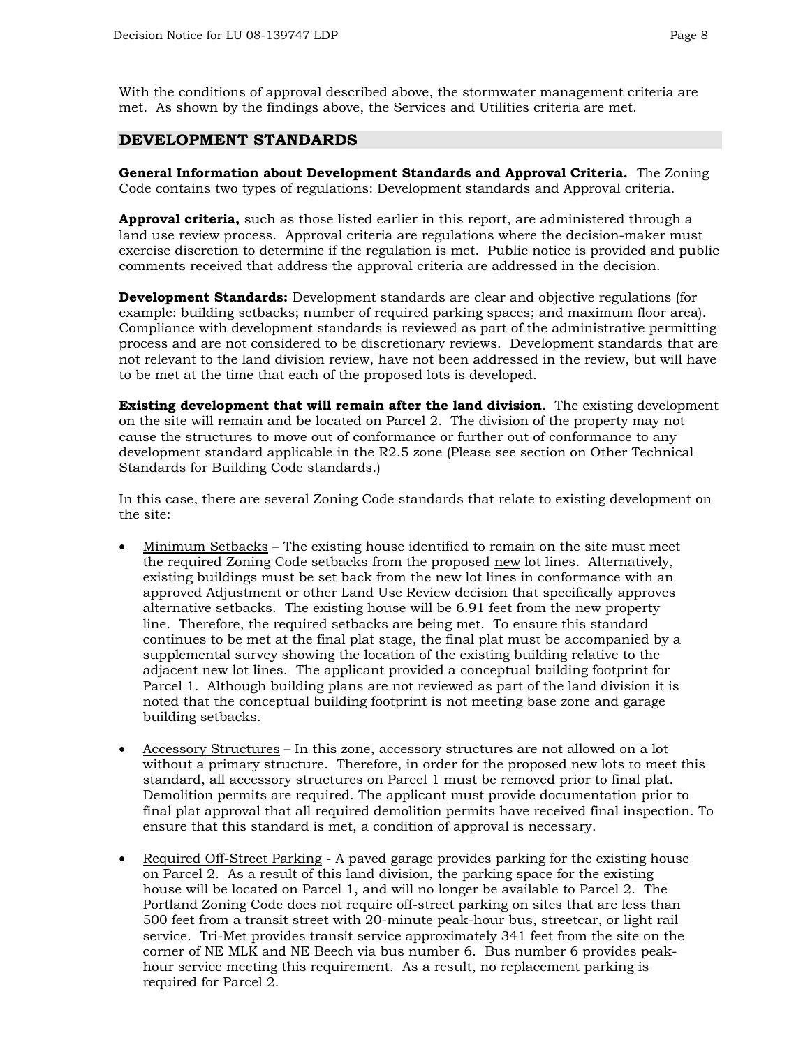With the conditions of approval described above, the stormwater management criteria are met. As shown by the findings above, the Services and Utilities criteria are met.

## DEVELOPMENT STANDARDS

**General Information about Development Standards and Approval Criteria.** The Zoning Code contains two types of regulations: Development standards and Approval criteria.

**Approval criteria,** such as those listed earlier in this report, are administered through a land use review process. Approval criteria are regulations where the decision-maker must exercise discretion to determine if the regulation is met. Public notice is provided and public comments received that address the approval criteria are addressed in the decision.

**Development Standards:** Development standards are clear and objective regulations (for example: building setbacks; number of required parking spaces; and maximum floor area). Compliance with development standards is reviewed as part of the administrative permitting process and are not considered to be discretionary reviews. Development standards that are not relevant to the land division review, have not been addressed in the review, but will have to be met at the time that each of the proposed lots is developed.

**Existing development that will remain after the land division.** The existing development on the site will remain and be located on Parcel 2. The division of the property may not cause the structures to move out of conformance or further out of conformance to any development standard applicable in the R2.5 zone (Please see section on Other Technical Standards for Building Code standards.)

In this case, there are several Zoning Code standards that relate to existing development on the site:

- Minimum Setbacks – The existing house identified to remain on the site must meet the required Zoning Code setbacks from the proposed new lot lines. Alternatively, existing buildings must be set back from the new lot lines in conformance with an approved Adjustment or other Land Use Review decision that specifically approves alternative setbacks. The existing house will be 6.91 feet from the new property line. Therefore, the required setbacks are being met. To ensure this standard continues to be met at the final plat stage, the final plat must be accompanied by a supplemental survey showing the location of the existing building relative to the adjacent new lot lines. The applicant provided a conceptual building footprint for Parcel 1. Although building plans are not reviewed as part of the land division it is noted that the conceptual building footprint is not meeting base zone and garage building setbacks.

- Accessory Structures – In this zone, accessory structures are not allowed on a lot without a primary structure. Therefore, in order for the proposed new lots to meet this standard, all accessory structures on Parcel 1 must be removed prior to final plat. Demolition permits are required. The applicant must provide documentation prior to final plat approval that all required demolition permits have received final inspection. To ensure that this standard is met, a condition of approval is necessary.

- Required Off-Street Parking - A paved garage provides parking for the existing house on Parcel 2. As a result of this land division, the parking space for the existing house will be located on Parcel 1, and will no longer be available to Parcel 2. The Portland Zoning Code does not require off-street parking on sites that are less than 500 feet from a transit street with 20-minute peak-hour bus, streetcar, or light rail service. Tri-Met provides transit service approximately 341 feet from the site on the corner of NE MLK and NE Beech via bus number 6. Bus number 6 provides peak-hour service meeting this requirement. As a result, no replacement parking is required for Parcel 2.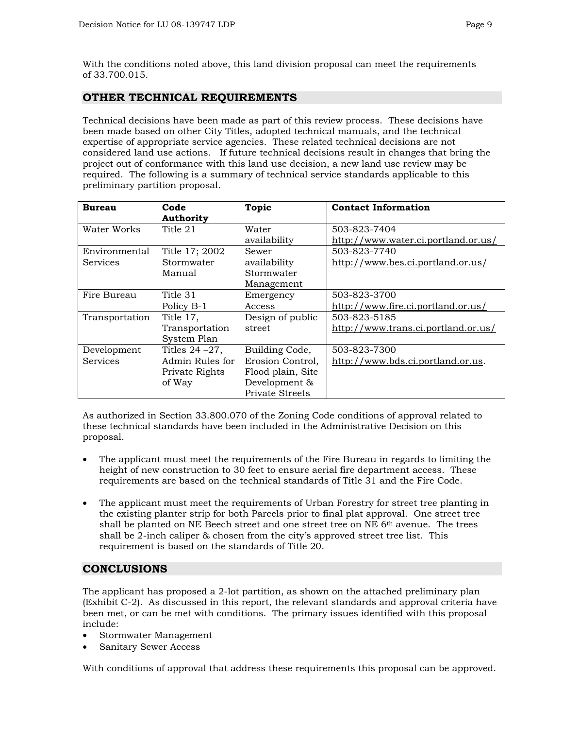With the conditions noted above, this land division proposal can meet the requirements of 33.700.015.

## OTHER TECHNICAL REQUIREMENTS

Technical decisions have been made as part of this review process. These decisions have been made based on other City Titles, adopted technical manuals, and the technical expertise of appropriate service agencies. These related technical decisions are not considered land use actions. If future technical decisions result in changes that bring the project out of conformance with this land use decision, a new land use review may be required. The following is a summary of technical service standards applicable to this preliminary partition proposal.

| Bureau | Code Authority | Topic | Contact Information |
|---|---|---|---|
| Water Works | Title 21 | Water availability | 503-823-7404 http://www.water.ci.portland.or.us/ |
| Environmental Services | Title 17; 2002 Stormwater Manual | Sewer availability Stormwater Management | 503-823-7740 http://www.bes.ci.portland.or.us/ |
| Fire Bureau | Title 31 Policy B-1 | Emergency Access | 503-823-3700 http://www.fire.ci.portland.or.us/ |
| Transportation | Title 17, Transportation System Plan | Design of public street | 503-823-5185 http://www.trans.ci.portland.or.us/ |
| Development Services | Titles 24 –27, Admin Rules for Private Rights of Way | Building Code, Erosion Control, Flood plain, Site Development & Private Streets | 503-823-7300 http://www.bds.ci.portland.or.us. |

As authorized in Section 33.800.070 of the Zoning Code conditions of approval related to these technical standards have been included in the Administrative Decision on this proposal.

- The applicant must meet the requirements of the Fire Bureau in regards to limiting the height of new construction to 30 feet to ensure aerial fire department access. These requirements are based on the technical standards of Title 31 and the Fire Code.

- The applicant must meet the requirements of Urban Forestry for street tree planting in the existing planter strip for both Parcels prior to final plat approval. One street tree shall be planted on NE Beech street and one street tree on NE 6th avenue. The trees shall be 2-inch caliper & chosen from the city's approved street tree list. This requirement is based on the standards of Title 20.

## CONCLUSIONS

The applicant has proposed a 2-lot partition, as shown on the attached preliminary plan (Exhibit C-2). As discussed in this report, the relevant standards and approval criteria have been met, or can be met with conditions. The primary issues identified with this proposal include:

- Stormwater Management
- Sanitary Sewer Access

With conditions of approval that address these requirements this proposal can be approved.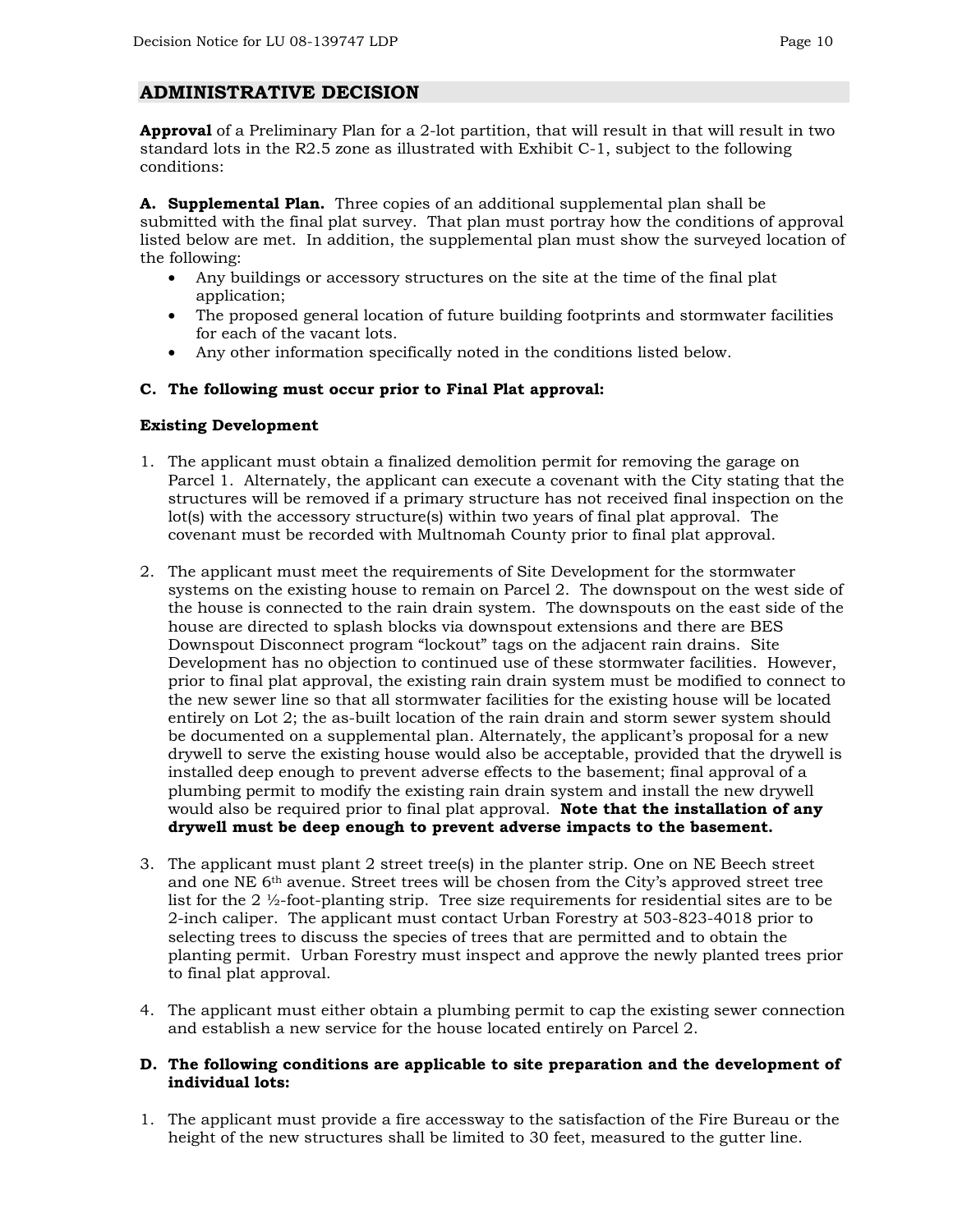## ADMINISTRATIVE DECISION

**Approval** of a Preliminary Plan for a 2-lot partition, that will result in that will result in two standard lots in the R2.5 zone as illustrated with Exhibit C-1, subject to the following conditions:

**A. Supplemental Plan.** Three copies of an additional supplemental plan shall be submitted with the final plat survey. That plan must portray how the conditions of approval listed below are met. In addition, the supplemental plan must show the surveyed location of the following:

- Any buildings or accessory structures on the site at the time of the final plat application;
- The proposed general location of future building footprints and stormwater facilities for each of the vacant lots.
- Any other information specifically noted in the conditions listed below.

**C. The following must occur prior to Final Plat approval:**

**Existing Development**

1. The applicant must obtain a finalized demolition permit for removing the garage on Parcel 1. Alternately, the applicant can execute a covenant with the City stating that the structures will be removed if a primary structure has not received final inspection on the lot(s) with the accessory structure(s) within two years of final plat approval. The covenant must be recorded with Multnomah County prior to final plat approval.

2. The applicant must meet the requirements of Site Development for the stormwater systems on the existing house to remain on Parcel 2. The downspout on the west side of the house is connected to the rain drain system. The downspouts on the east side of the house are directed to splash blocks via downspout extensions and there are BES Downspout Disconnect program "lockout" tags on the adjacent rain drains. Site Development has no objection to continued use of these stormwater facilities. However, prior to final plat approval, the existing rain drain system must be modified to connect to the new sewer line so that all stormwater facilities for the existing house will be located entirely on Lot 2; the as-built location of the rain drain and storm sewer system should be documented on a supplemental plan. Alternately, the applicant's proposal for a new drywell to serve the existing house would also be acceptable, provided that the drywell is installed deep enough to prevent adverse effects to the basement; final approval of a plumbing permit to modify the existing rain drain system and install the new drywell would also be required prior to final plat approval. **Note that the installation of any drywell must be deep enough to prevent adverse impacts to the basement.**

3. The applicant must plant 2 street tree(s) in the planter strip. One on NE Beech street and one NE 6th avenue. Street trees will be chosen from the City's approved street tree list for the 2 ½-foot-planting strip. Tree size requirements for residential sites are to be 2-inch caliper. The applicant must contact Urban Forestry at 503-823-4018 prior to selecting trees to discuss the species of trees that are permitted and to obtain the planting permit. Urban Forestry must inspect and approve the newly planted trees prior to final plat approval.

4. The applicant must either obtain a plumbing permit to cap the existing sewer connection and establish a new service for the house located entirely on Parcel 2.

**D. The following conditions are applicable to site preparation and the development of individual lots:**

1. The applicant must provide a fire accessway to the satisfaction of the Fire Bureau or the height of the new structures shall be limited to 30 feet, measured to the gutter line.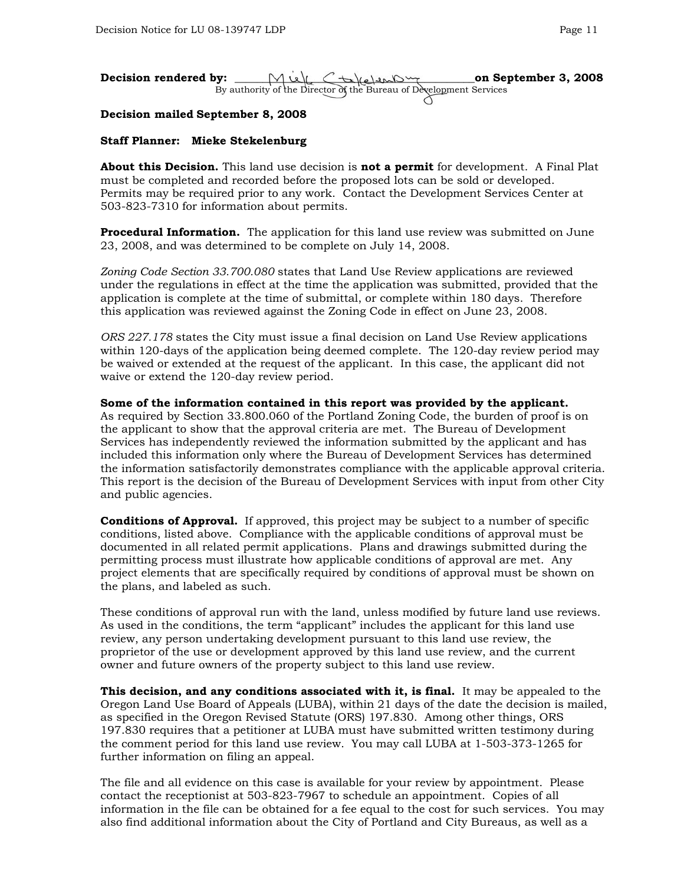**Decision rendered by:** ______________________________ **on September 3, 2008**
By authority of the Director of the Bureau of Development Services

**Decision mailed September 8, 2008**

**Staff Planner: Mieke Stekelenburg**

**About this Decision.** This land use decision is **not a permit** for development. A Final Plat must be completed and recorded before the proposed lots can be sold or developed. Permits may be required prior to any work. Contact the Development Services Center at 503-823-7310 for information about permits.

**Procedural Information.** The application for this land use review was submitted on June 23, 2008, and was determined to be complete on July 14, 2008.

*Zoning Code Section 33.700.080* states that Land Use Review applications are reviewed under the regulations in effect at the time the application was submitted, provided that the application is complete at the time of submittal, or complete within 180 days. Therefore this application was reviewed against the Zoning Code in effect on June 23, 2008.

*ORS 227.178* states the City must issue a final decision on Land Use Review applications within 120-days of the application being deemed complete. The 120-day review period may be waived or extended at the request of the applicant. In this case, the applicant did not waive or extend the 120-day review period.

**Some of the information contained in this report was provided by the applicant.** As required by Section 33.800.060 of the Portland Zoning Code, the burden of proof is on the applicant to show that the approval criteria are met. The Bureau of Development Services has independently reviewed the information submitted by the applicant and has included this information only where the Bureau of Development Services has determined the information satisfactorily demonstrates compliance with the applicable approval criteria. This report is the decision of the Bureau of Development Services with input from other City and public agencies.

**Conditions of Approval.** If approved, this project may be subject to a number of specific conditions, listed above. Compliance with the applicable conditions of approval must be documented in all related permit applications. Plans and drawings submitted during the permitting process must illustrate how applicable conditions of approval are met. Any project elements that are specifically required by conditions of approval must be shown on the plans, and labeled as such.

These conditions of approval run with the land, unless modified by future land use reviews. As used in the conditions, the term "applicant" includes the applicant for this land use review, any person undertaking development pursuant to this land use review, the proprietor of the use or development approved by this land use review, and the current owner and future owners of the property subject to this land use review.

**This decision, and any conditions associated with it, is final.** It may be appealed to the Oregon Land Use Board of Appeals (LUBA), within 21 days of the date the decision is mailed, as specified in the Oregon Revised Statute (ORS) 197.830. Among other things, ORS 197.830 requires that a petitioner at LUBA must have submitted written testimony during the comment period for this land use review. You may call LUBA at 1-503-373-1265 for further information on filing an appeal.

The file and all evidence on this case is available for your review by appointment. Please contact the receptionist at 503-823-7967 to schedule an appointment. Copies of all information in the file can be obtained for a fee equal to the cost for such services. You may also find additional information about the City of Portland and City Bureaus, as well as a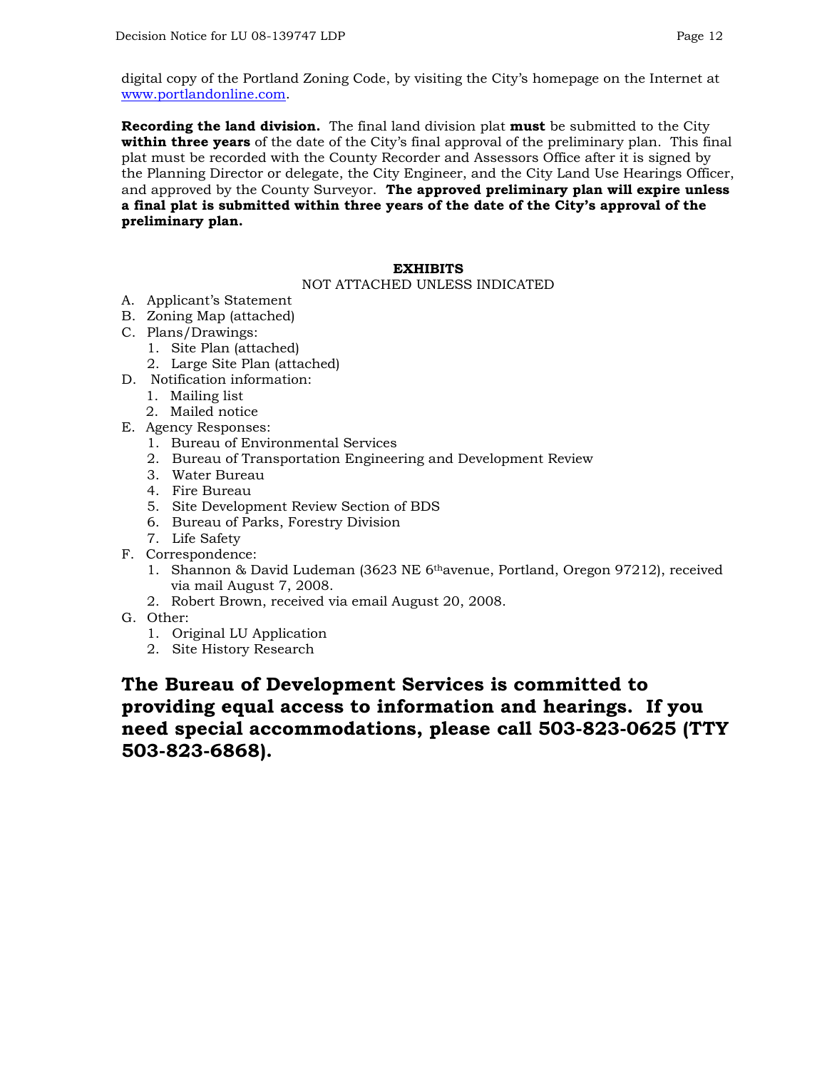digital copy of the Portland Zoning Code, by visiting the City's homepage on the Internet at www.portlandonline.com.

**Recording the land division.** The final land division plat **must** be submitted to the City **within three years** of the date of the City's final approval of the preliminary plan. This final plat must be recorded with the County Recorder and Assessors Office after it is signed by the Planning Director or delegate, the City Engineer, and the City Land Use Hearings Officer, and approved by the County Surveyor. **The approved preliminary plan will expire unless a final plat is submitted within three years of the date of the City's approval of the preliminary plan.**

**EXHIBITS**
NOT ATTACHED UNLESS INDICATED

A. Applicant's Statement
B. Zoning Map (attached)
C. Plans/Drawings:
   1. Site Plan (attached)
   2. Large Site Plan (attached)
D. Notification information:
   1. Mailing list
   2. Mailed notice
E. Agency Responses:
   1. Bureau of Environmental Services
   2. Bureau of Transportation Engineering and Development Review
   3. Water Bureau
   4. Fire Bureau
   5. Site Development Review Section of BDS
   6. Bureau of Parks, Forestry Division
   7. Life Safety
F. Correspondence:
   1. Shannon & David Ludeman (3623 NE 6th avenue, Portland, Oregon 97212), received via mail August 7, 2008.
   2. Robert Brown, received via email August 20, 2008.
G. Other:
   1. Original LU Application
   2. Site History Research

**The Bureau of Development Services is committed to providing equal access to information and hearings. If you need special accommodations, please call 503-823-0625 (TTY 503-823-6868).**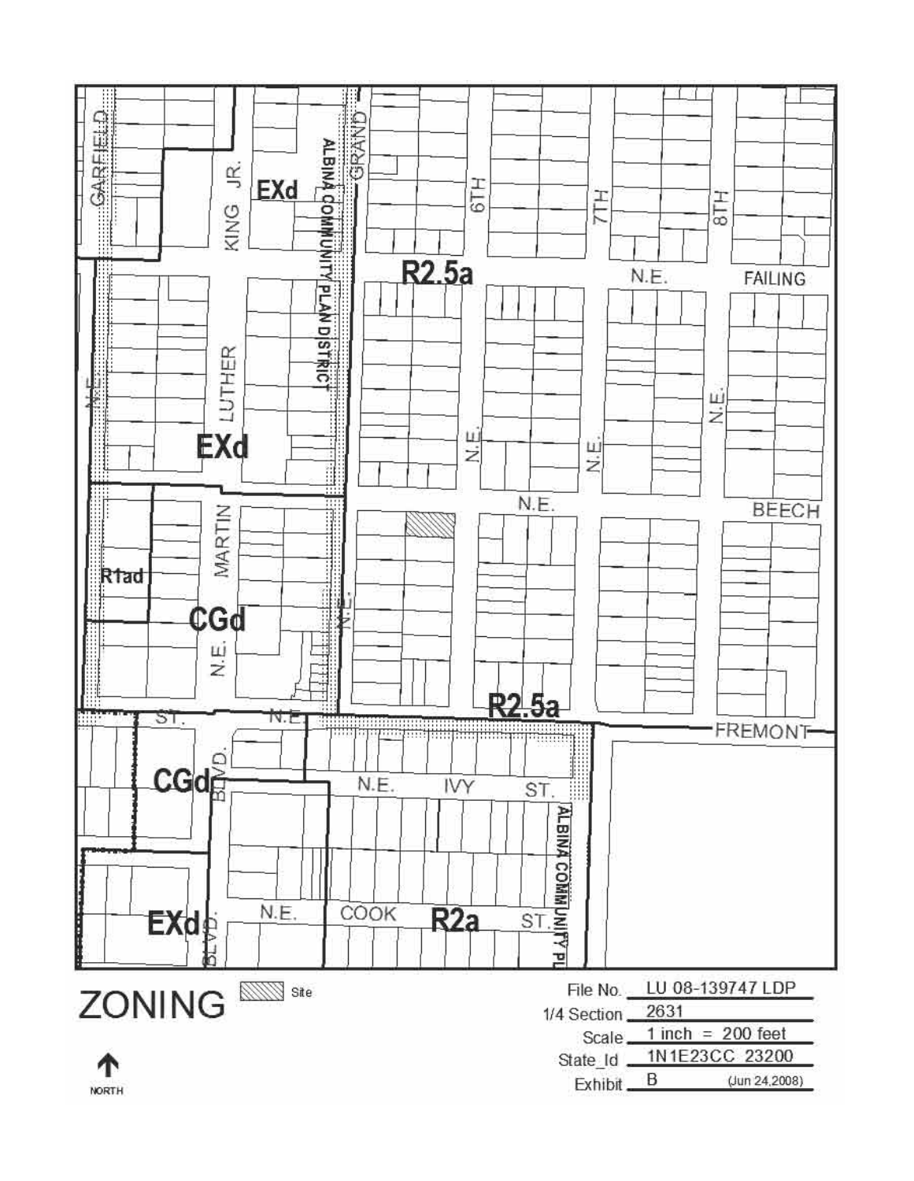# ZONING

Site

| | |
|---|---|
| File No. | LU 08-139747 LDP |
| 1/4 Section | 2631 |
| Scale | 1 inch = 200 feet |
| State_Id | 1N1E23CC 23200 |
| Exhibit | B (Jun 24,2008) |

NORTH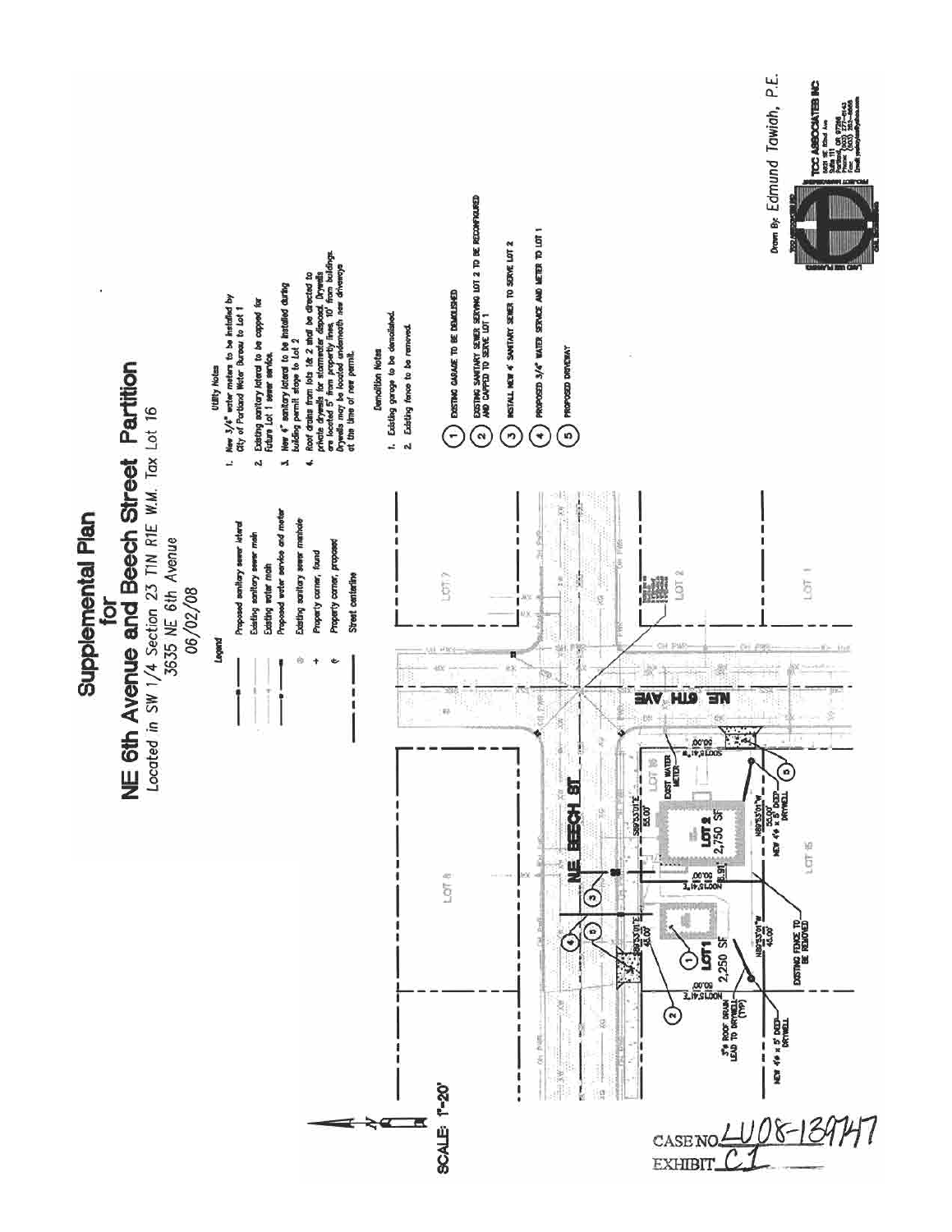# Supplemental Plan
for
# NE 6th Avenue and Beech Street Partition

Located in SW 1/4 Section 23 T1N R1E W.M. Tax Lot 16
3635 NE 6th Avenue
06/02/08

**Legend**

- Proposed sanitary sewer lateral
- Existing sanitary sewer main
- Existing water main
- Proposed water service and meter
- Existing sanitary sewer manhole
- Property corner, found
- Property corner, proposed
- Street centerline

**Utility Notes**

1. New 3/4" water meters to be installed by City of Portland Water Bureau to Lot 1
2. Existing sanitary lateral to be capped for future Lot 1 sewer service.
3. New 4" sanitary lateral to be installed during building permit stage to Lot 2
4. Roof drains from lots 1 & 2 shall be directed to private drywells for stormwater disposal. Drywells are located 5' from property lines, 10' from buildings. Drywells may be located underneath new driveways at the time of new permit.

**Demolition Notes**

1. Existing garage to be demolished.
2. Existing fence to be removed.

(1) EXISTING GARAGE TO BE DEMOLISHED

(2) EXISTING SANITARY SEWER SERVING LOT 2 TO BE RECONFIGURED AND CAPPED TO SERVE LOT 1

(3) INSTALL NEW 4" SANITARY SEWER TO SERVE LOT 2

(4) PROPOSED 3/4" WATER SERVICE AND METER TO LOT 1

(5) PROPOSED DRIVEWAY

NE BEECH ST

NE 6TH AVE

LOT 7

LOT 8

LOT 2

LOT 1

LOT 16

LOT 15

LOT 1
2,250 SF

LOT 2
2,750 SF

S89°53'01"E 45.00'

S89°53'01"E 55.00'

N89°53'01"W 45.00'

N89°53'01"W 55.00'

N00°15'41"E 50.00'

EXIST WATER METER

NEW 4' x 5' DEEP DRYWELL

3" Ø ROOF DRAIN LEAD TO DRYWELL (TYP)

EXISTING FENCE TO BE REMOVED

SCALE: 1"=20'

Drawn By: Edmund Tawiah, P.E.

TCC ASSOCIATES INC

CASE NO. LU08-139747

EXHIBIT C1